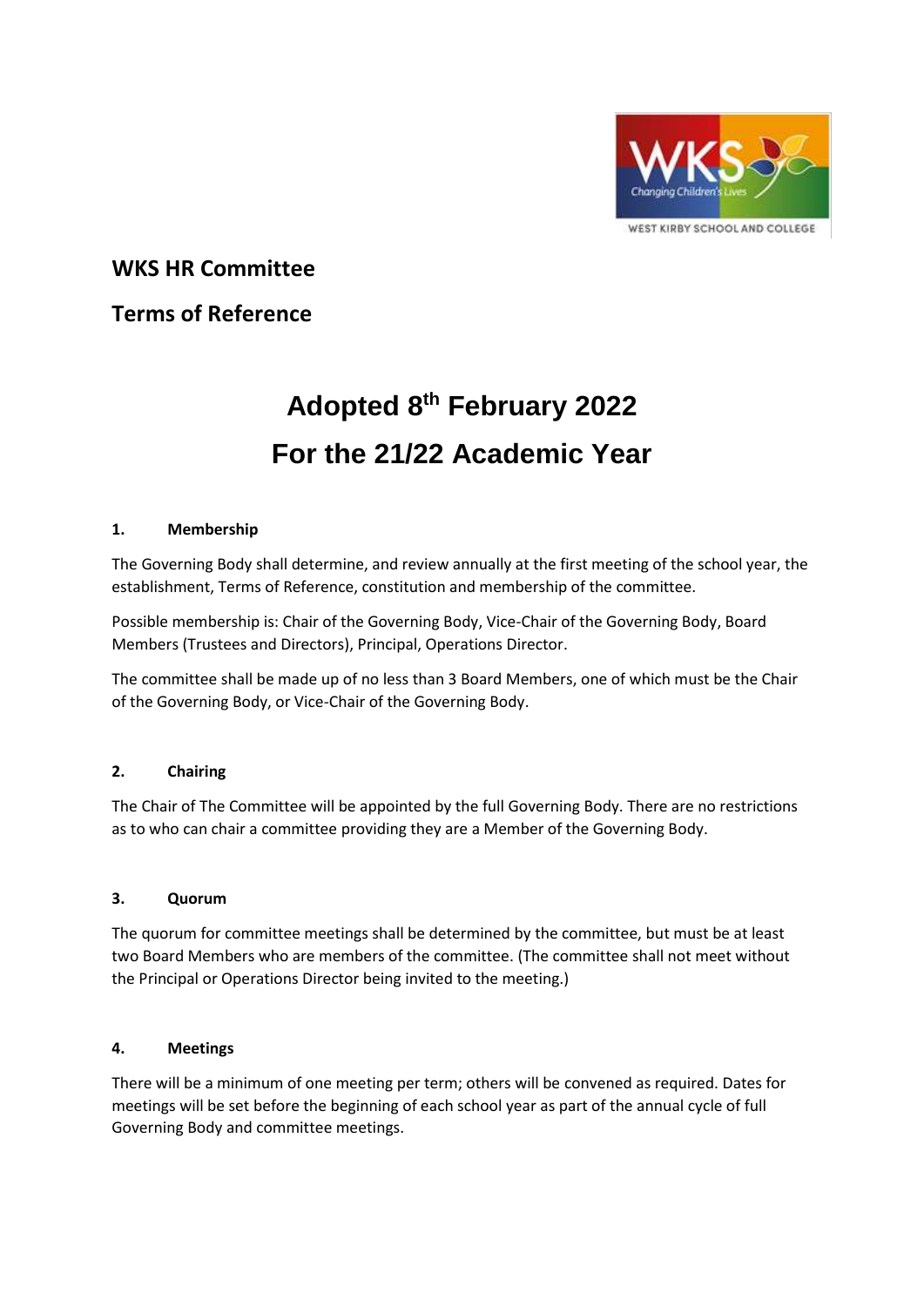# WKS HR Committee

# Terms of Reference

## Adopted 8th February 2022

## For the 21/22 Academic Year

### 1. Membership

The Governing Body shall determine, and review annually at the first meeting of the school year, the establishment, Terms of Reference, constitution and membership of the committee.

Possible membership is: Chair of the Governing Body, Vice-Chair of the Governing Body, Board Members (Trustees and Directors), Principal, Operations Director.

The committee shall be made up of no less than 3 Board Members, one of which must be the Chair of the Governing Body, or Vice-Chair of the Governing Body.

### 2. Chairing

The Chair of The Committee will be appointed by the full Governing Body. There are no restrictions as to who can chair a committee providing they are a Member of the Governing Body.

### 3. Quorum

The quorum for committee meetings shall be determined by the committee, but must be at least two Board Members who are members of the committee. (The committee shall not meet without the Principal or Operations Director being invited to the meeting.)

### 4. Meetings

There will be a minimum of one meeting per term; others will be convened as required. Dates for meetings will be set before the beginning of each school year as part of the annual cycle of full Governing Body and committee meetings.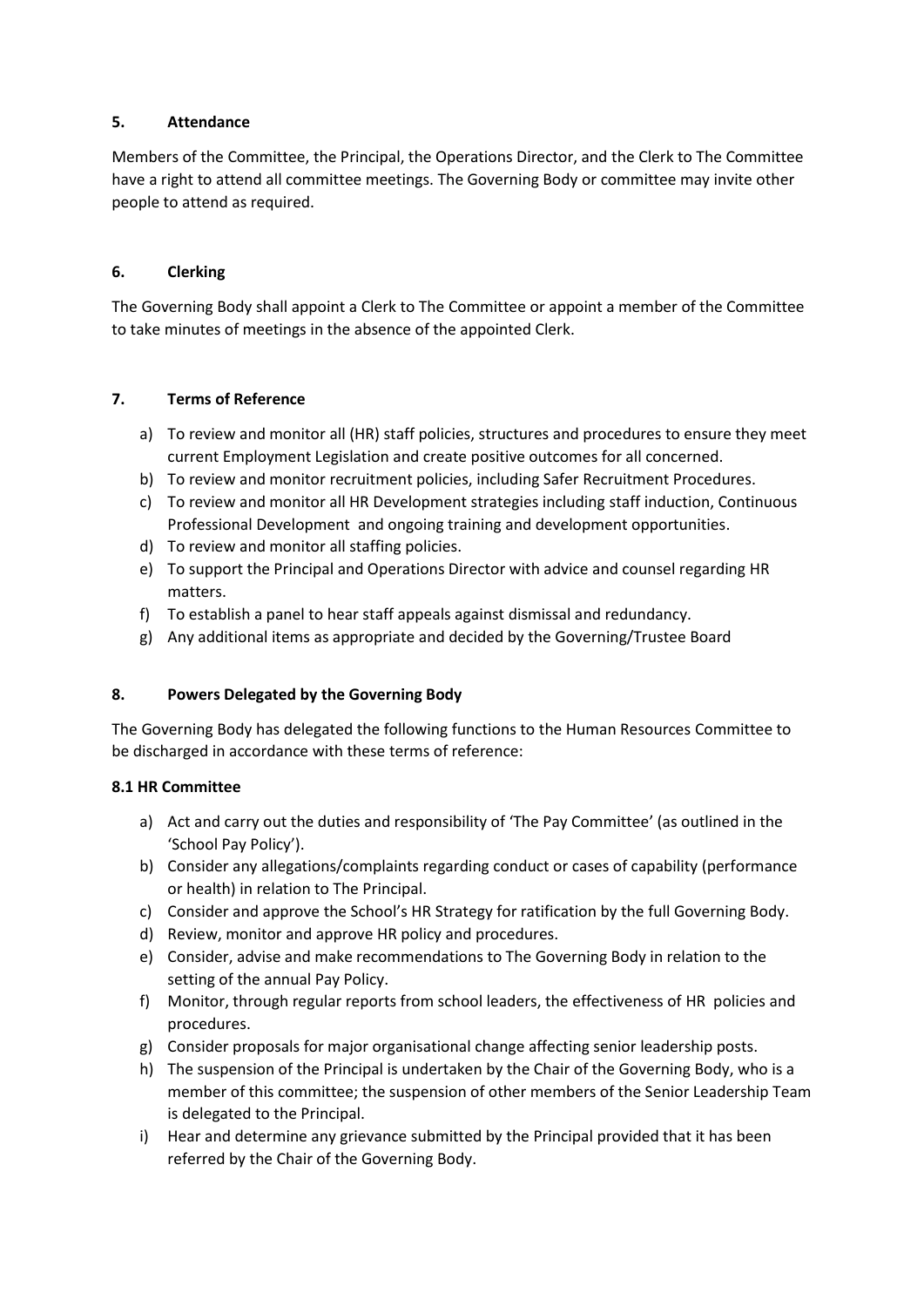## 5. Attendance

Members of the Committee, the Principal, the Operations Director, and the Clerk to The Committee have a right to attend all committee meetings. The Governing Body or committee may invite other people to attend as required.

## 6. Clerking

The Governing Body shall appoint a Clerk to The Committee or appoint a member of the Committee to take minutes of meetings in the absence of the appointed Clerk.

## 7. Terms of Reference

a) To review and monitor all (HR) staff policies, structures and procedures to ensure they meet current Employment Legislation and create positive outcomes for all concerned.
b) To review and monitor recruitment policies, including Safer Recruitment Procedures.
c) To review and monitor all HR Development strategies including staff induction, Continuous Professional Development and ongoing training and development opportunities.
d) To review and monitor all staffing policies.
e) To support the Principal and Operations Director with advice and counsel regarding HR matters.
f) To establish a panel to hear staff appeals against dismissal and redundancy.
g) Any additional items as appropriate and decided by the Governing/Trustee Board

## 8. Powers Delegated by the Governing Body

The Governing Body has delegated the following functions to the Human Resources Committee to be discharged in accordance with these terms of reference:

### 8.1 HR Committee

a) Act and carry out the duties and responsibility of 'The Pay Committee' (as outlined in the 'School Pay Policy').
b) Consider any allegations/complaints regarding conduct or cases of capability (performance or health) in relation to The Principal.
c) Consider and approve the School's HR Strategy for ratification by the full Governing Body.
d) Review, monitor and approve HR policy and procedures.
e) Consider, advise and make recommendations to The Governing Body in relation to the setting of the annual Pay Policy.
f) Monitor, through regular reports from school leaders, the effectiveness of HR policies and procedures.
g) Consider proposals for major organisational change affecting senior leadership posts.
h) The suspension of the Principal is undertaken by the Chair of the Governing Body, who is a member of this committee; the suspension of other members of the Senior Leadership Team is delegated to the Principal.
i) Hear and determine any grievance submitted by the Principal provided that it has been referred by the Chair of the Governing Body.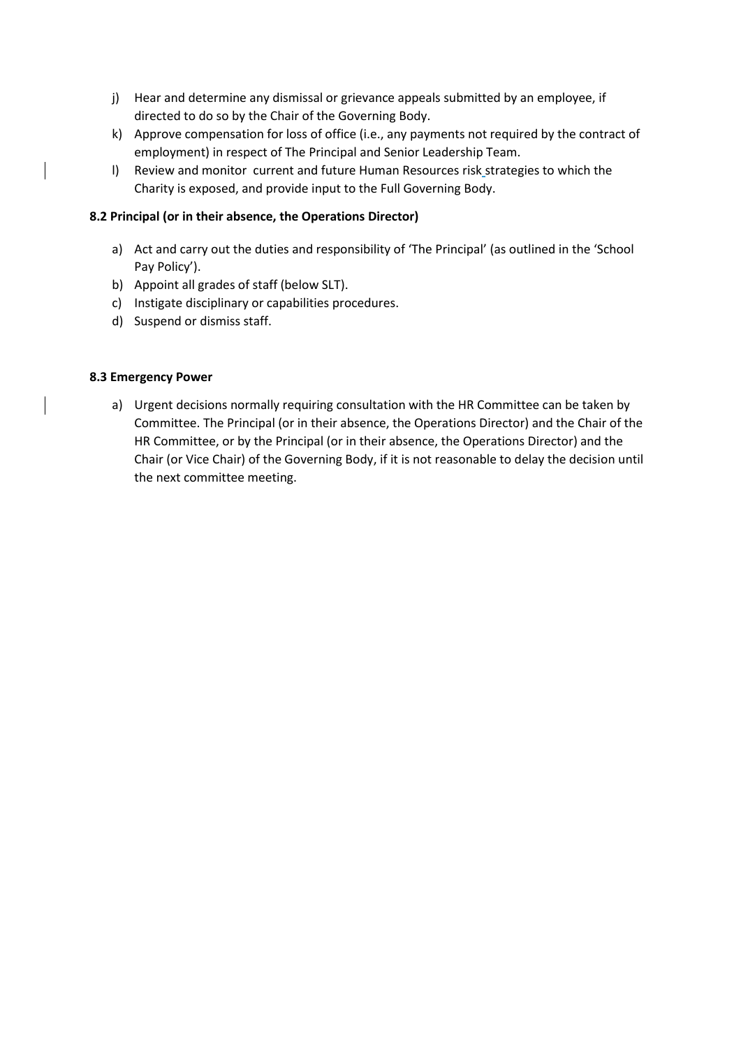j) Hear and determine any dismissal or grievance appeals submitted by an employee, if directed to do so by the Chair of the Governing Body.
k) Approve compensation for loss of office (i.e., any payments not required by the contract of employment) in respect of The Principal and Senior Leadership Team.
l) Review and monitor current and future Human Resources risk strategies to which the Charity is exposed, and provide input to the Full Governing Body.

**8.2 Principal (or in their absence, the Operations Director)**

a) Act and carry out the duties and responsibility of 'The Principal' (as outlined in the 'School Pay Policy').
b) Appoint all grades of staff (below SLT).
c) Instigate disciplinary or capabilities procedures.
d) Suspend or dismiss staff.

**8.3 Emergency Power**

a) Urgent decisions normally requiring consultation with the HR Committee can be taken by Committee. The Principal (or in their absence, the Operations Director) and the Chair of the HR Committee, or by the Principal (or in their absence, the Operations Director) and the Chair (or Vice Chair) of the Governing Body, if it is not reasonable to delay the decision until the next committee meeting.